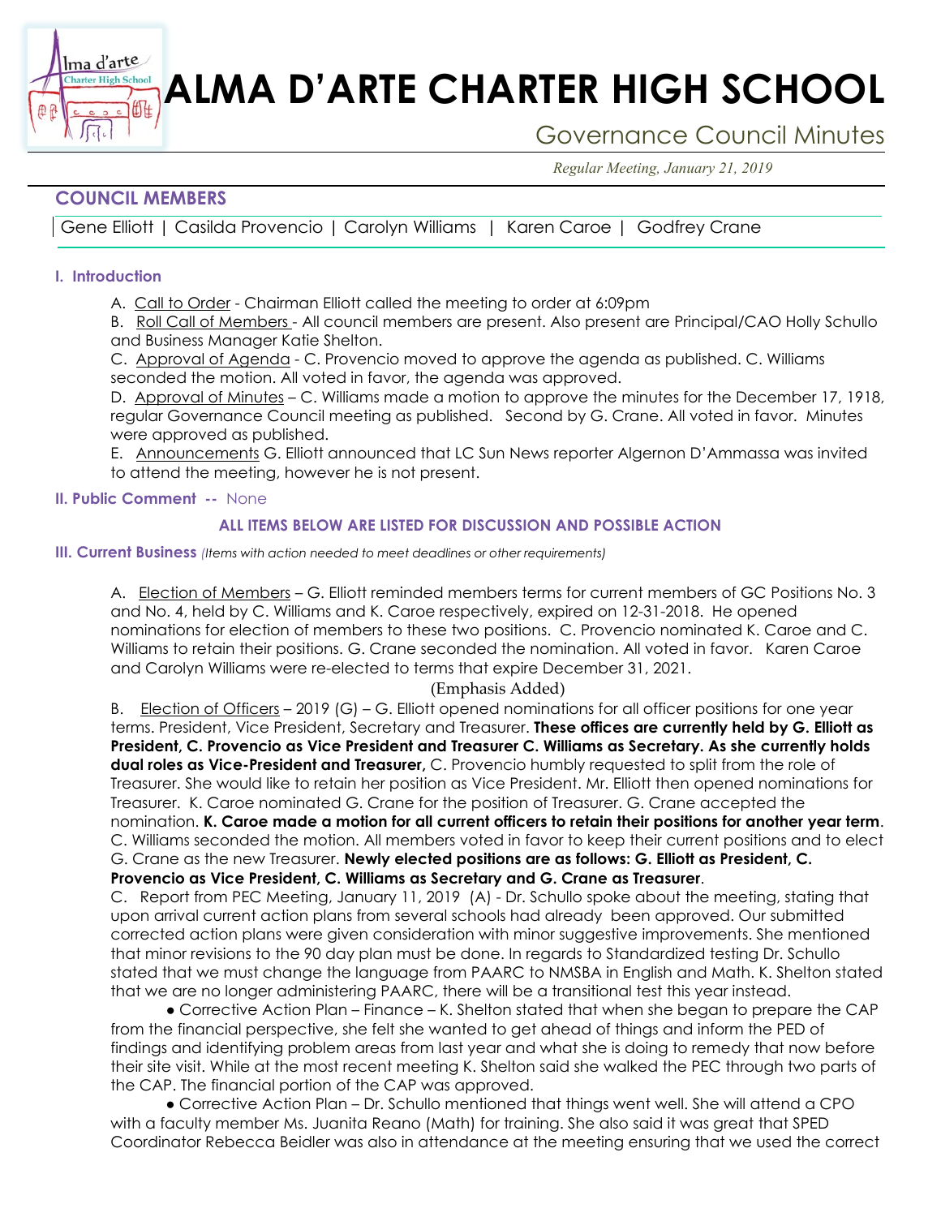# ALMA D'ARTE CHARTER HIGH SCHOOL

## Governance Council Minutes

*Regular Meeting, January 21, 2019*

### COUNCIL MEMBERS

Gene Elliott | Casilda Provencio | Carolyn Williams | Karen Caroe | Godfrey Crane

#### I. Introduction

A. Call to Order - Chairman Elliott called the meeting to order at 6:09pm

B. Roll Call of Members - All council members are present. Also present are Principal/CAO Holly Schullo and Business Manager Katie Shelton.

C. Approval of Agenda - C. Provencio moved to approve the agenda as published. C. Williams seconded the motion. All voted in favor, the agenda was approved.

D. Approval of Minutes – C. Williams made a motion to approve the minutes for the December 17, 1918, regular Governance Council meeting as published. Second by G. Crane. All voted in favor. Minutes were approved as published.

E. Announcements G. Elliott announced that LC Sun News reporter Algernon D'Ammassa was invited to attend the meeting, however he is not present.

#### II. Public Comment -- None

**ALL ITEMS BELOW ARE LISTED FOR DISCUSSION AND POSSIBLE ACTION**

#### III. Current Business *(Items with action needed to meet deadlines or other requirements)*

A. Election of Members – G. Elliott reminded members terms for current members of GC Positions No. 3 and No. 4, held by C. Williams and K. Caroe respectively, expired on 12-31-2018. He opened nominations for election of members to these two positions. C. Provencio nominated K. Caroe and C. Williams to retain their positions. G. Crane seconded the nomination. All voted in favor. Karen Caroe and Carolyn Williams were re-elected to terms that expire December 31, 2021.

(Emphasis Added)

B. Election of Officers – 2019 (G) – G. Elliott opened nominations for all officer positions for one year terms. President, Vice President, Secretary and Treasurer. **These offices are currently held by G. Elliott as President, C. Provencio as Vice President and Treasurer C. Williams as Secretary. As she currently holds dual roles as Vice-President and Treasurer,** C. Provencio humbly requested to split from the role of Treasurer. She would like to retain her position as Vice President. Mr. Elliott then opened nominations for Treasurer. K. Caroe nominated G. Crane for the position of Treasurer. G. Crane accepted the nomination. **K. Caroe made a motion for all current officers to retain their positions for another year term**. C. Williams seconded the motion. All members voted in favor to keep their current positions and to elect G. Crane as the new Treasurer. **Newly elected positions are as follows: G. Elliott as President, C. Provencio as Vice President, C. Williams as Secretary and G. Crane as Treasurer**.

C. Report from PEC Meeting, January 11, 2019 (A) - Dr. Schullo spoke about the meeting, stating that upon arrival current action plans from several schools had already been approved. Our submitted corrected action plans were given consideration with minor suggestive improvements. She mentioned that minor revisions to the 90 day plan must be done. In regards to Standardized testing Dr. Schullo stated that we must change the language from PAARC to NMSBA in English and Math. K. Shelton stated that we are no longer administering PAARC, there will be a transitional test this year instead.

- Corrective Action Plan – Finance – K. Shelton stated that when she began to prepare the CAP from the financial perspective, she felt she wanted to get ahead of things and inform the PED of findings and identifying problem areas from last year and what she is doing to remedy that now before their site visit. While at the most recent meeting K. Shelton said she walked the PEC through two parts of the CAP. The financial portion of the CAP was approved.
- Corrective Action Plan – Dr. Schullo mentioned that things went well. She will attend a CPO with a faculty member Ms. Juanita Reano (Math) for training. She also said it was great that SPED Coordinator Rebecca Beidler was also in attendance at the meeting ensuring that we used the correct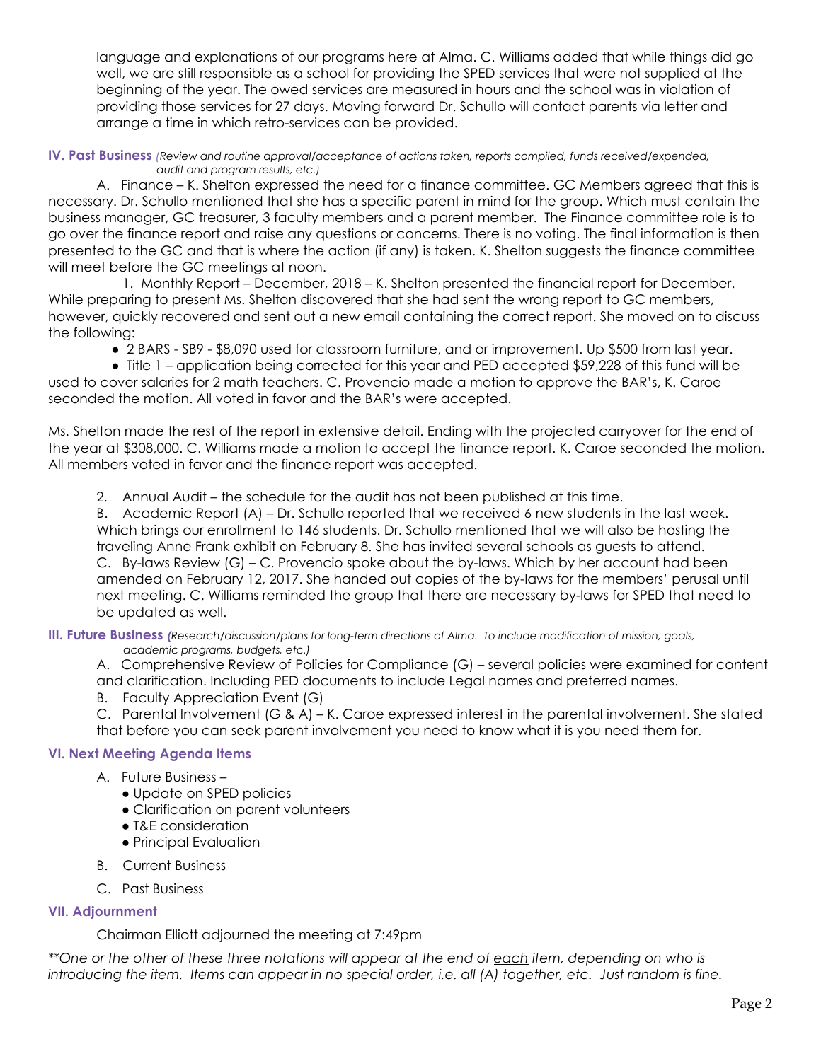language and explanations of our programs here at Alma. C. Williams added that while things did go well, we are still responsible as a school for providing the SPED services that were not supplied at the beginning of the year. The owed services are measured in hours and the school was in violation of providing those services for 27 days. Moving forward Dr. Schullo will contact parents via letter and arrange a time in which retro-services can be provided.

## IV. Past Business *(Review and routine approval/acceptance of actions taken, reports compiled, funds received/expended, audit and program results, etc.)*

A. Finance – K. Shelton expressed the need for a finance committee. GC Members agreed that this is necessary. Dr. Schullo mentioned that she has a specific parent in mind for the group. Which must contain the business manager, GC treasurer, 3 faculty members and a parent member. The Finance committee role is to go over the finance report and raise any questions or concerns. There is no voting. The final information is then presented to the GC and that is where the action (if any) is taken. K. Shelton suggests the finance committee will meet before the GC meetings at noon.

1. Monthly Report – December, 2018 – K. Shelton presented the financial report for December. While preparing to present Ms. Shelton discovered that she had sent the wrong report to GC members, however, quickly recovered and sent out a new email containing the correct report. She moved on to discuss the following:

- 2 BARS - SB9 - $8,090 used for classroom furniture, and or improvement. Up $500 from last year.
- Title 1 – application being corrected for this year and PED accepted $59,228 of this fund will be used to cover salaries for 2 math teachers. C. Provencio made a motion to approve the BAR's, K. Caroe seconded the motion. All voted in favor and the BAR's were accepted.

Ms. Shelton made the rest of the report in extensive detail. Ending with the projected carryover for the end of the year at $308,000. C. Williams made a motion to accept the finance report. K. Caroe seconded the motion. All members voted in favor and the finance report was accepted.

2. Annual Audit – the schedule for the audit has not been published at this time.

B. Academic Report (A) – Dr. Schullo reported that we received 6 new students in the last week. Which brings our enrollment to 146 students. Dr. Schullo mentioned that we will also be hosting the traveling Anne Frank exhibit on February 8. She has invited several schools as guests to attend.

C. By-laws Review (G) – C. Provencio spoke about the by-laws. Which by her account had been amended on February 12, 2017. She handed out copies of the by-laws for the members' perusal until next meeting. C. Williams reminded the group that there are necessary by-laws for SPED that need to be updated as well.

## III. Future Business *(Research/discussion/plans for long-term directions of Alma. To include modification of mission, goals, academic programs, budgets, etc.)*

A. Comprehensive Review of Policies for Compliance (G) – several policies were examined for content and clarification. Including PED documents to include Legal names and preferred names.

B. Faculty Appreciation Event (G)

C. Parental Involvement (G & A) – K. Caroe expressed interest in the parental involvement. She stated that before you can seek parent involvement you need to know what it is you need them for.

## VI. Next Meeting Agenda Items

A. Future Business –
- Update on SPED policies
- Clarification on parent volunteers
- T&E consideration
- Principal Evaluation

B. Current Business

C. Past Business

## VII. Adjournment

Chairman Elliott adjourned the meeting at 7:49pm

*\*\*One or the other of these three notations will appear at the end of each item, depending on who is introducing the item. Items can appear in no special order, i.e. all (A) together, etc. Just random is fine.*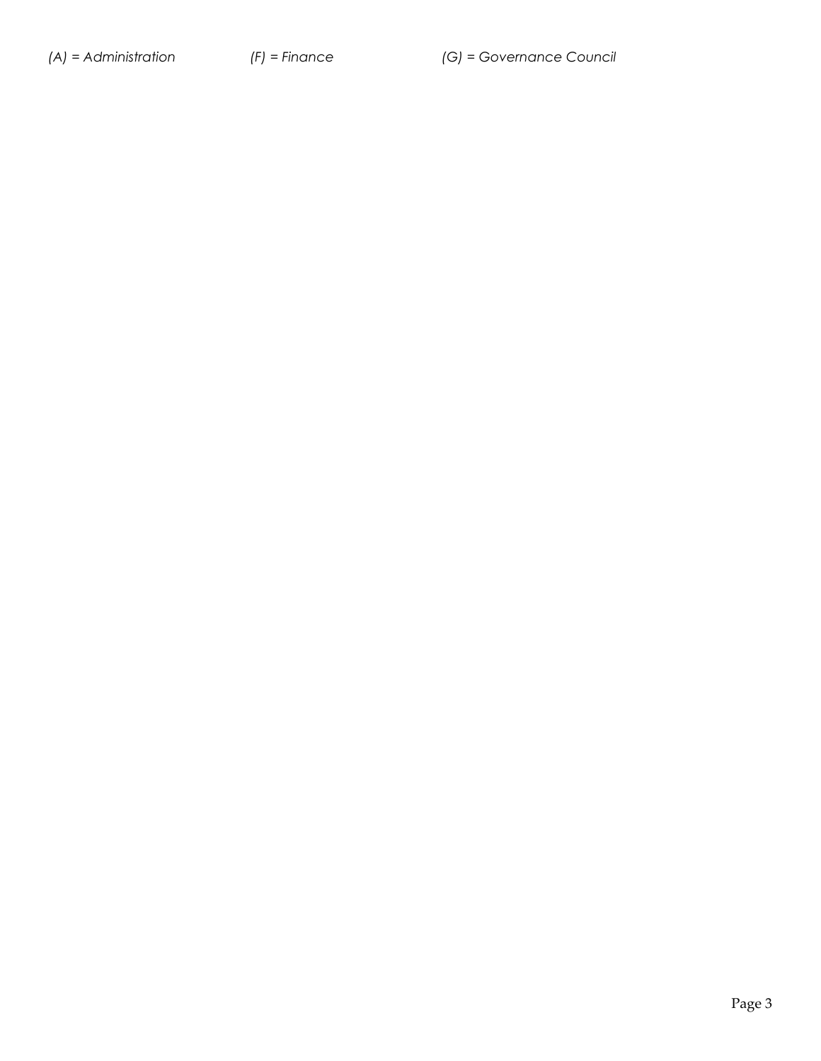*(A) = Administration* *(F) = Finance* *(G) = Governance Council*